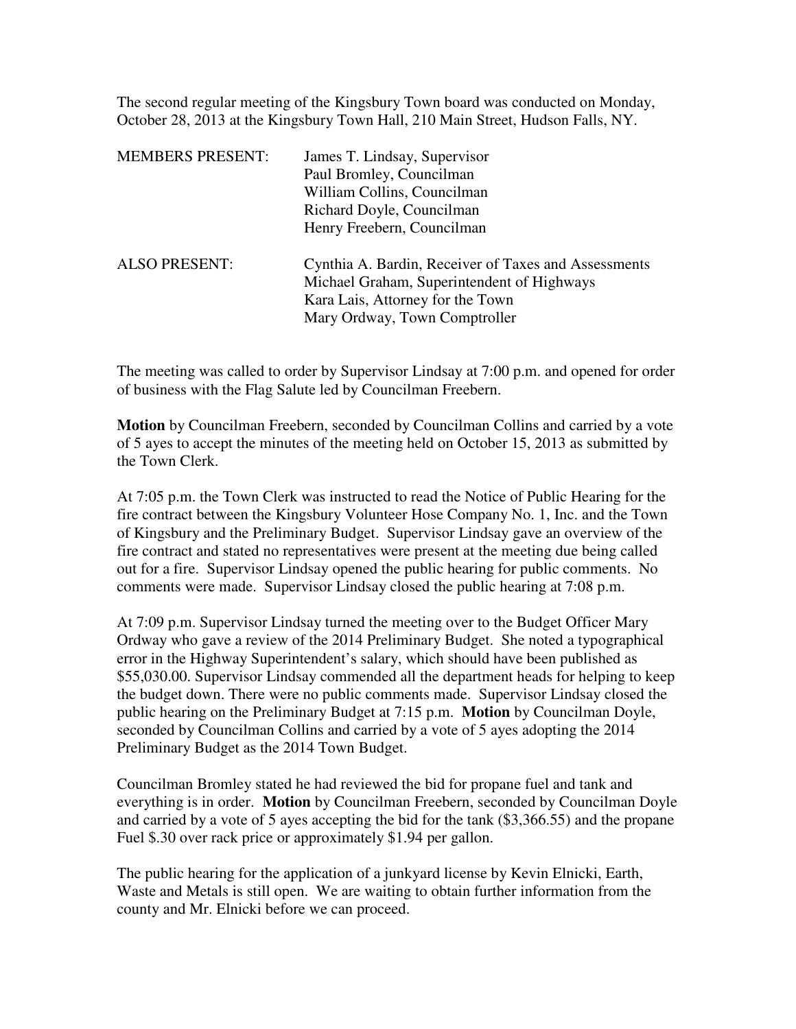The second regular meeting of the Kingsbury Town board was conducted on Monday, October 28, 2013 at the Kingsbury Town Hall, 210 Main Street, Hudson Falls, NY.

| | |
|---|---|
| MEMBERS PRESENT: | James T. Lindsay, Supervisor<br>Paul Bromley, Councilman<br>William Collins, Councilman<br>Richard Doyle, Councilman<br>Henry Freebern, Councilman |
| ALSO PRESENT: | Cynthia A. Bardin, Receiver of Taxes and Assessments<br>Michael Graham, Superintendent of Highways<br>Kara Lais, Attorney for the Town<br>Mary Ordway, Town Comptroller |

The meeting was called to order by Supervisor Lindsay at 7:00 p.m. and opened for order of business with the Flag Salute led by Councilman Freebern.

**Motion** by Councilman Freebern, seconded by Councilman Collins and carried by a vote of 5 ayes to accept the minutes of the meeting held on October 15, 2013 as submitted by the Town Clerk.

At 7:05 p.m. the Town Clerk was instructed to read the Notice of Public Hearing for the fire contract between the Kingsbury Volunteer Hose Company No. 1, Inc. and the Town of Kingsbury and the Preliminary Budget. Supervisor Lindsay gave an overview of the fire contract and stated no representatives were present at the meeting due being called out for a fire. Supervisor Lindsay opened the public hearing for public comments. No comments were made. Supervisor Lindsay closed the public hearing at 7:08 p.m.

At 7:09 p.m. Supervisor Lindsay turned the meeting over to the Budget Officer Mary Ordway who gave a review of the 2014 Preliminary Budget. She noted a typographical error in the Highway Superintendent's salary, which should have been published as $55,030.00. Supervisor Lindsay commended all the department heads for helping to keep the budget down. There were no public comments made. Supervisor Lindsay closed the public hearing on the Preliminary Budget at 7:15 p.m. **Motion** by Councilman Doyle, seconded by Councilman Collins and carried by a vote of 5 ayes adopting the 2014 Preliminary Budget as the 2014 Town Budget.

Councilman Bromley stated he had reviewed the bid for propane fuel and tank and everything is in order. **Motion** by Councilman Freebern, seconded by Councilman Doyle and carried by a vote of 5 ayes accepting the bid for the tank ($3,366.55) and the propane Fuel $.30 over rack price or approximately $1.94 per gallon.

The public hearing for the application of a junkyard license by Kevin Elnicki, Earth, Waste and Metals is still open. We are waiting to obtain further information from the county and Mr. Elnicki before we can proceed.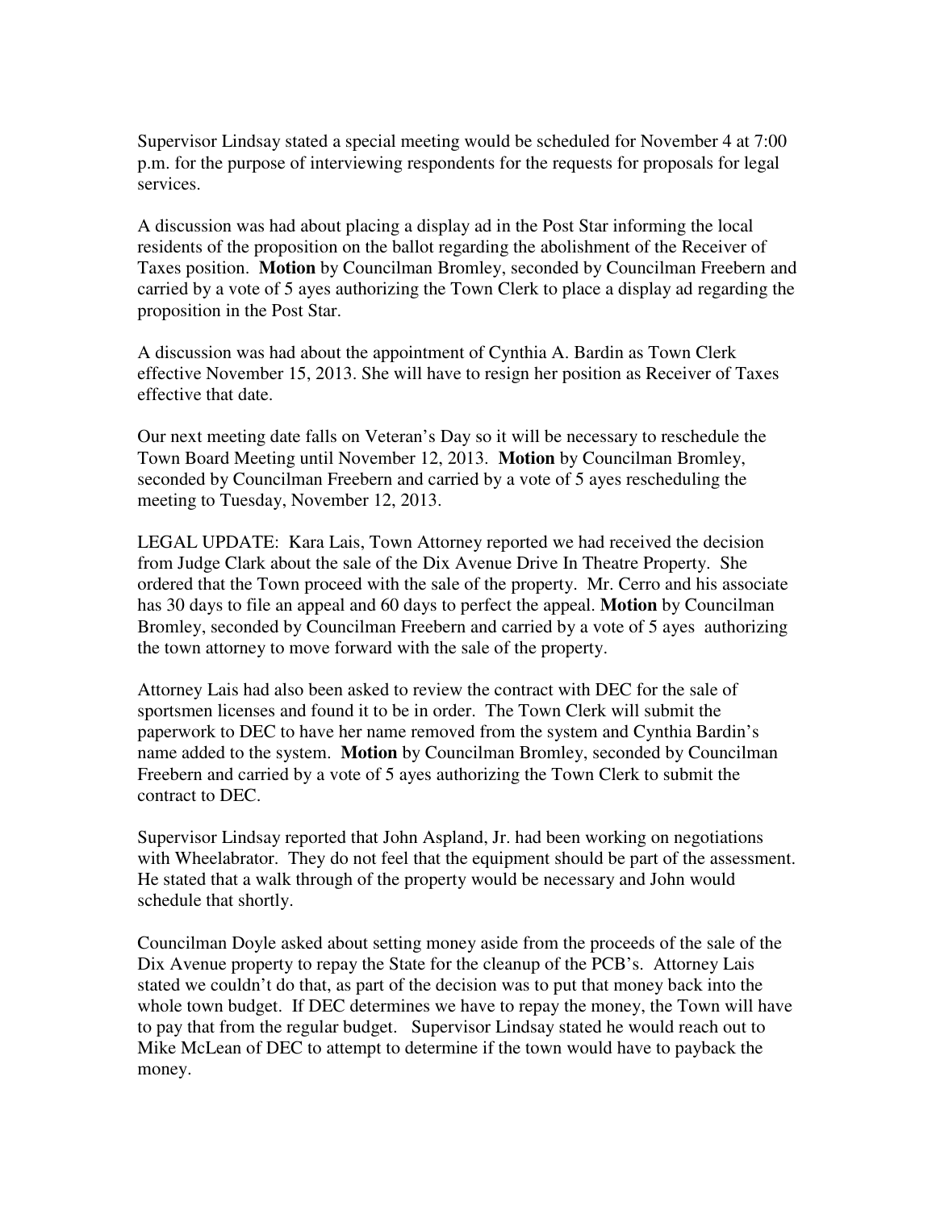Supervisor Lindsay stated a special meeting would be scheduled for November 4 at 7:00 p.m. for the purpose of interviewing respondents for the requests for proposals for legal services.

A discussion was had about placing a display ad in the Post Star informing the local residents of the proposition on the ballot regarding the abolishment of the Receiver of Taxes position. **Motion** by Councilman Bromley, seconded by Councilman Freebern and carried by a vote of 5 ayes authorizing the Town Clerk to place a display ad regarding the proposition in the Post Star.

A discussion was had about the appointment of Cynthia A. Bardin as Town Clerk effective November 15, 2013. She will have to resign her position as Receiver of Taxes effective that date.

Our next meeting date falls on Veteran's Day so it will be necessary to reschedule the Town Board Meeting until November 12, 2013. **Motion** by Councilman Bromley, seconded by Councilman Freebern and carried by a vote of 5 ayes rescheduling the meeting to Tuesday, November 12, 2013.

LEGAL UPDATE: Kara Lais, Town Attorney reported we had received the decision from Judge Clark about the sale of the Dix Avenue Drive In Theatre Property. She ordered that the Town proceed with the sale of the property. Mr. Cerro and his associate has 30 days to file an appeal and 60 days to perfect the appeal. **Motion** by Councilman Bromley, seconded by Councilman Freebern and carried by a vote of 5 ayes authorizing the town attorney to move forward with the sale of the property.

Attorney Lais had also been asked to review the contract with DEC for the sale of sportsmen licenses and found it to be in order. The Town Clerk will submit the paperwork to DEC to have her name removed from the system and Cynthia Bardin's name added to the system. **Motion** by Councilman Bromley, seconded by Councilman Freebern and carried by a vote of 5 ayes authorizing the Town Clerk to submit the contract to DEC.

Supervisor Lindsay reported that John Aspland, Jr. had been working on negotiations with Wheelabrator. They do not feel that the equipment should be part of the assessment. He stated that a walk through of the property would be necessary and John would schedule that shortly.

Councilman Doyle asked about setting money aside from the proceeds of the sale of the Dix Avenue property to repay the State for the cleanup of the PCB's. Attorney Lais stated we couldn't do that, as part of the decision was to put that money back into the whole town budget. If DEC determines we have to repay the money, the Town will have to pay that from the regular budget. Supervisor Lindsay stated he would reach out to Mike McLean of DEC to attempt to determine if the town would have to payback the money.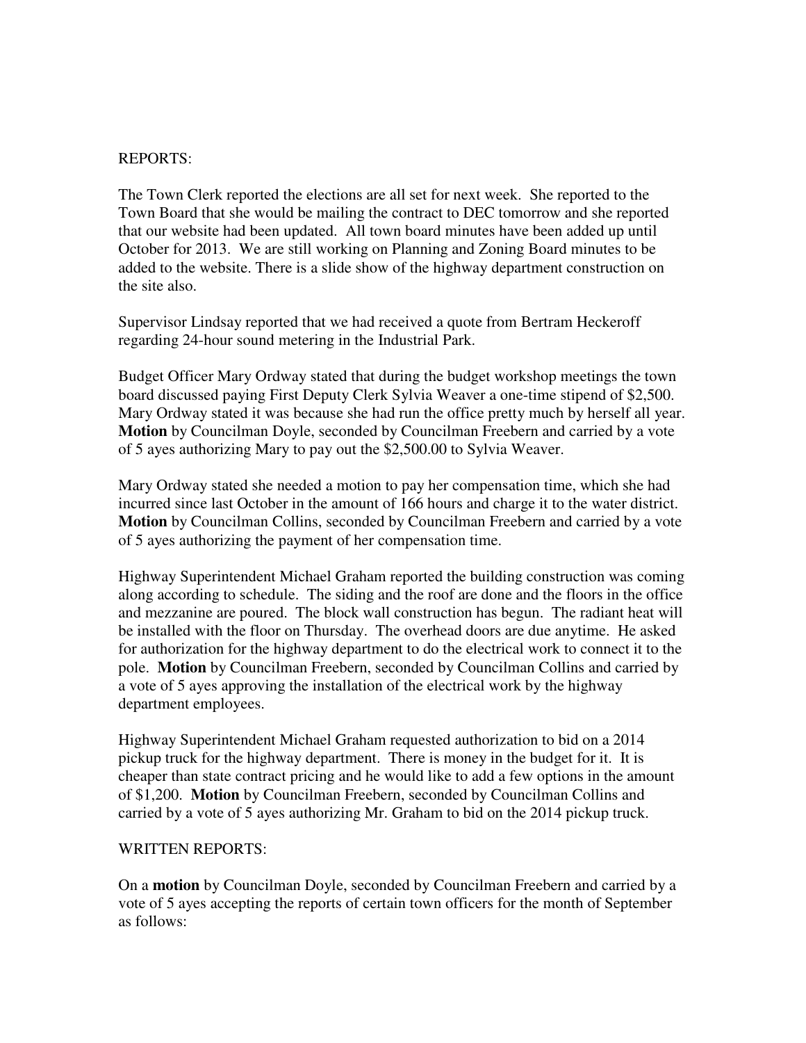REPORTS:

The Town Clerk reported the elections are all set for next week. She reported to the Town Board that she would be mailing the contract to DEC tomorrow and she reported that our website had been updated. All town board minutes have been added up until October for 2013. We are still working on Planning and Zoning Board minutes to be added to the website. There is a slide show of the highway department construction on the site also.

Supervisor Lindsay reported that we had received a quote from Bertram Heckeroff regarding 24-hour sound metering in the Industrial Park.

Budget Officer Mary Ordway stated that during the budget workshop meetings the town board discussed paying First Deputy Clerk Sylvia Weaver a one-time stipend of $2,500. Mary Ordway stated it was because she had run the office pretty much by herself all year. **Motion** by Councilman Doyle, seconded by Councilman Freebern and carried by a vote of 5 ayes authorizing Mary to pay out the $2,500.00 to Sylvia Weaver.

Mary Ordway stated she needed a motion to pay her compensation time, which she had incurred since last October in the amount of 166 hours and charge it to the water district. **Motion** by Councilman Collins, seconded by Councilman Freebern and carried by a vote of 5 ayes authorizing the payment of her compensation time.

Highway Superintendent Michael Graham reported the building construction was coming along according to schedule. The siding and the roof are done and the floors in the office and mezzanine are poured. The block wall construction has begun. The radiant heat will be installed with the floor on Thursday. The overhead doors are due anytime. He asked for authorization for the highway department to do the electrical work to connect it to the pole. **Motion** by Councilman Freebern, seconded by Councilman Collins and carried by a vote of 5 ayes approving the installation of the electrical work by the highway department employees.

Highway Superintendent Michael Graham requested authorization to bid on a 2014 pickup truck for the highway department. There is money in the budget for it. It is cheaper than state contract pricing and he would like to add a few options in the amount of $1,200. **Motion** by Councilman Freebern, seconded by Councilman Collins and carried by a vote of 5 ayes authorizing Mr. Graham to bid on the 2014 pickup truck.

WRITTEN REPORTS:

On a **motion** by Councilman Doyle, seconded by Councilman Freebern and carried by a vote of 5 ayes accepting the reports of certain town officers for the month of September as follows: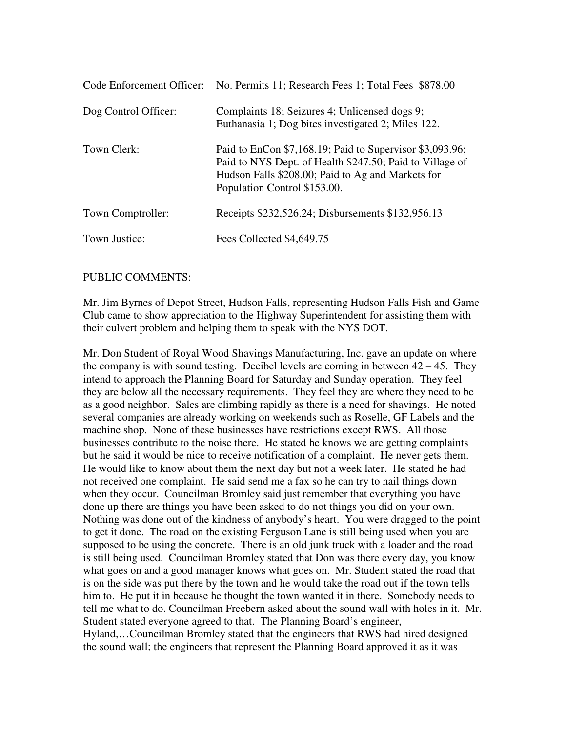| | |
|---|---|
| Code Enforcement Officer: | No. Permits 11; Research Fees 1; Total Fees $878.00 |
| Dog Control Officer: | Complaints 18; Seizures 4; Unlicensed dogs 9; Euthanasia 1; Dog bites investigated 2; Miles 122. |
| Town Clerk: | Paid to EnCon $7,168.19; Paid to Supervisor $3,093.96; Paid to NYS Dept. of Health $247.50; Paid to Village of Hudson Falls $208.00; Paid to Ag and Markets for Population Control $153.00. |
| Town Comptroller: | Receipts $232,526.24; Disbursements $132,956.13 |
| Town Justice: | Fees Collected $4,649.75 |

PUBLIC COMMENTS:

Mr. Jim Byrnes of Depot Street, Hudson Falls, representing Hudson Falls Fish and Game Club came to show appreciation to the Highway Superintendent for assisting them with their culvert problem and helping them to speak with the NYS DOT.

Mr. Don Student of Royal Wood Shavings Manufacturing, Inc. gave an update on where the company is with sound testing. Decibel levels are coming in between 42 – 45. They intend to approach the Planning Board for Saturday and Sunday operation. They feel they are below all the necessary requirements. They feel they are where they need to be as a good neighbor. Sales are climbing rapidly as there is a need for shavings. He noted several companies are already working on weekends such as Roselle, GF Labels and the machine shop. None of these businesses have restrictions except RWS. All those businesses contribute to the noise there. He stated he knows we are getting complaints but he said it would be nice to receive notification of a complaint. He never gets them. He would like to know about them the next day but not a week later. He stated he had not received one complaint. He said send me a fax so he can try to nail things down when they occur. Councilman Bromley said just remember that everything you have done up there are things you have been asked to do not things you did on your own. Nothing was done out of the kindness of anybody's heart. You were dragged to the point to get it done. The road on the existing Ferguson Lane is still being used when you are supposed to be using the concrete. There is an old junk truck with a loader and the road is still being used. Councilman Bromley stated that Don was there every day, you know what goes on and a good manager knows what goes on. Mr. Student stated the road that is on the side was put there by the town and he would take the road out if the town tells him to. He put it in because he thought the town wanted it in there. Somebody needs to tell me what to do. Councilman Freebern asked about the sound wall with holes in it. Mr. Student stated everyone agreed to that. The Planning Board's engineer, Hyland,…Councilman Bromley stated that the engineers that RWS had hired designed the sound wall; the engineers that represent the Planning Board approved it as it was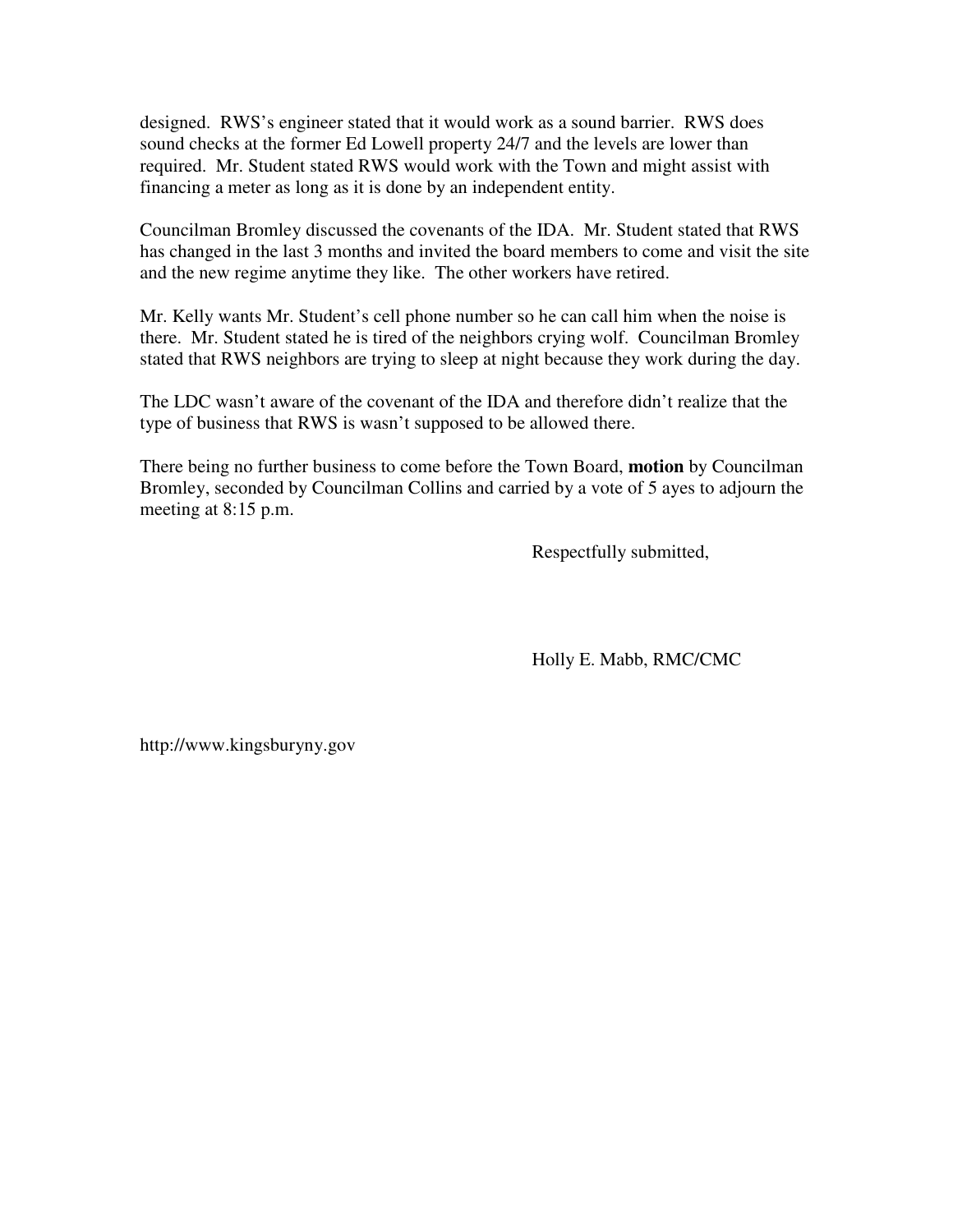designed. RWS's engineer stated that it would work as a sound barrier. RWS does sound checks at the former Ed Lowell property 24/7 and the levels are lower than required. Mr. Student stated RWS would work with the Town and might assist with financing a meter as long as it is done by an independent entity.

Councilman Bromley discussed the covenants of the IDA. Mr. Student stated that RWS has changed in the last 3 months and invited the board members to come and visit the site and the new regime anytime they like. The other workers have retired.

Mr. Kelly wants Mr. Student's cell phone number so he can call him when the noise is there. Mr. Student stated he is tired of the neighbors crying wolf. Councilman Bromley stated that RWS neighbors are trying to sleep at night because they work during the day.

The LDC wasn't aware of the covenant of the IDA and therefore didn't realize that the type of business that RWS is wasn't supposed to be allowed there.

There being no further business to come before the Town Board, **motion** by Councilman Bromley, seconded by Councilman Collins and carried by a vote of 5 ayes to adjourn the meeting at 8:15 p.m.

Respectfully submitted,

Holly E. Mabb, RMC/CMC

http://www.kingsburyny.gov